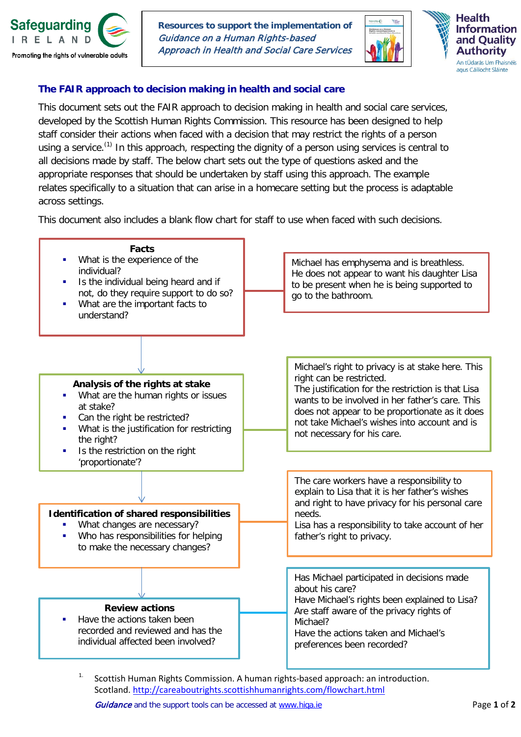Safeguarding IRELAND
Promoting the rights of vulnerable adults

**Resources to support the implementation of *Guidance on a Human Rights-based Approach in Health and Social Care Services***

Health Information and Quality Authority
An tÚdarás Um Fhaisnéis agus Cáilíocht Sláinte

## The FAIR approach to decision making in health and social care

This document sets out the FAIR approach to decision making in health and social care services, developed by the Scottish Human Rights Commission. This resource has been designed to help staff consider their actions when faced with a decision that may restrict the rights of a person using a service.[1] In this approach, respecting the dignity of a person using services is central to all decisions made by staff. The below chart sets out the type of questions asked and the appropriate responses that should be undertaken by staff using this approach. The example relates specifically to a situation that can arise in a homecare setting but the process is adaptable across settings.

This document also includes a blank flow chart for staff to use when faced with such decisions.

### Facts

- What is the experience of the individual?
- Is the individual being heard and if not, do they require support to do so?
- What are the important facts to understand?

Michael has emphysema and is breathless. He does not appear to want his daughter Lisa to be present when he is being supported to go to the bathroom.

### Analysis of the rights at stake

- What are the human rights or issues at stake?
- Can the right be restricted?
- What is the justification for restricting the right?
- Is the restriction on the right 'proportionate'?

Michael's right to privacy is at stake here. This right can be restricted.
The justification for the restriction is that Lisa wants to be involved in her father's care. This does not appear to be proportionate as it does not take Michael's wishes into account and is not necessary for his care.

### Identification of shared responsibilities

- What changes are necessary?
- Who has responsibilities for helping to make the necessary changes?

The care workers have a responsibility to explain to Lisa that it is her father's wishes and right to have privacy for his personal care needs.
Lisa has a responsibility to take account of her father's right to privacy.

### Review actions

- Have the actions taken been recorded and reviewed and has the individual affected been involved?

Has Michael participated in decisions made about his care?
Have Michael's rights been explained to Lisa?
Are staff aware of the privacy rights of Michael?
Have the actions taken and Michael's preferences been recorded?

1. Scottish Human Rights Commission. A human rights-based approach: an introduction. Scotland. http://careaboutrights.scottishhumanrights.com/flowchart.html

*Guidance* and the support tools can be accessed at www.hiqa.ie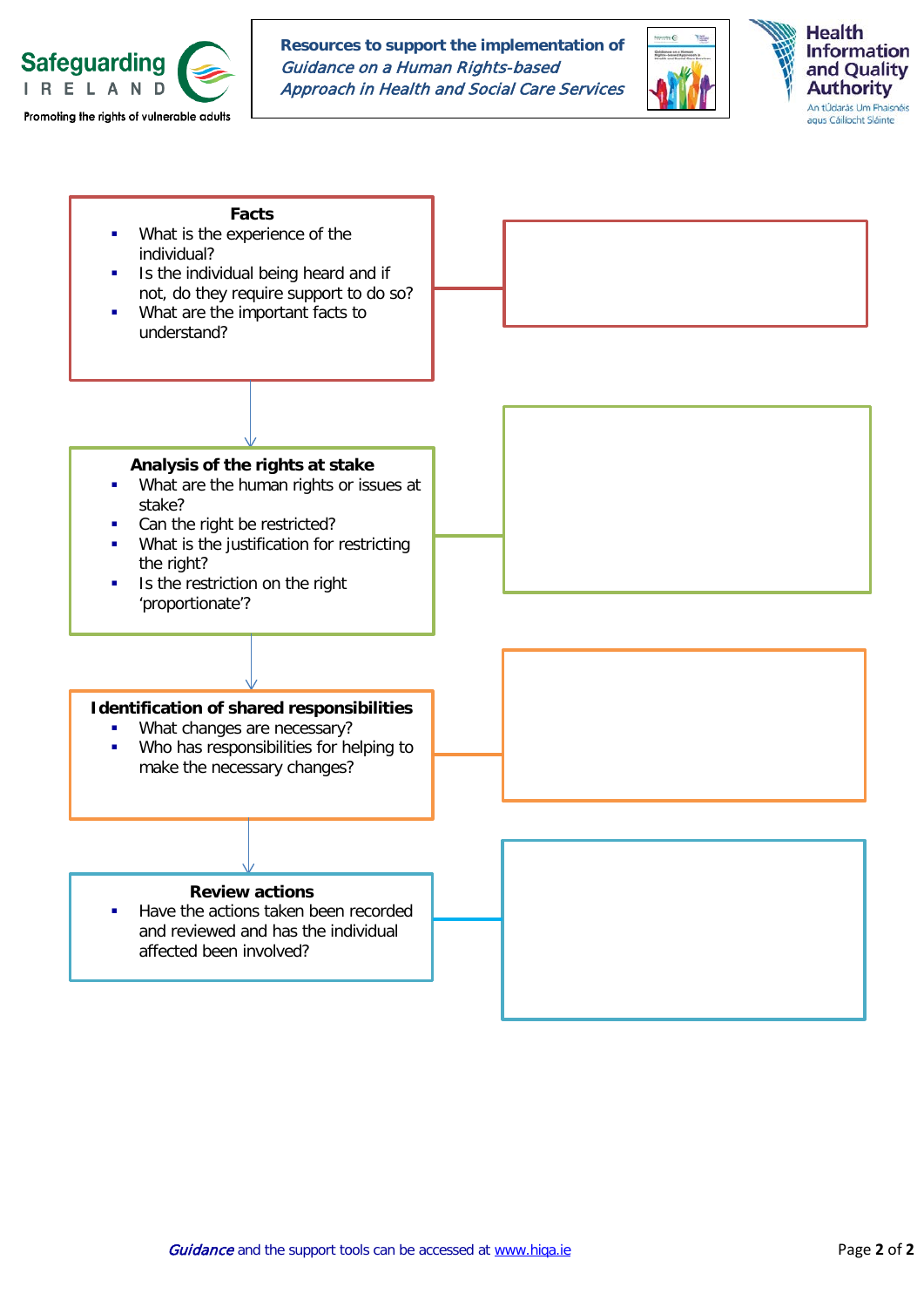Resources to support the implementation of *Guidance on a Human Rights-based Approach in Health and Social Care Services*

### Facts

- What is the experience of the individual?
- Is the individual being heard and if not, do they require support to do so?
- What are the important facts to understand?

### Analysis of the rights at stake

- What are the human rights or issues at stake?
- Can the right be restricted?
- What is the justification for restricting the right?
- Is the restriction on the right 'proportionate'?

### Identification of shared responsibilities

- What changes are necessary?
- Who has responsibilities for helping to make the necessary changes?

### Review actions

- Have the actions taken been recorded and reviewed and has the individual affected been involved?

*Guidance* and the support tools can be accessed at www.hiqa.ie